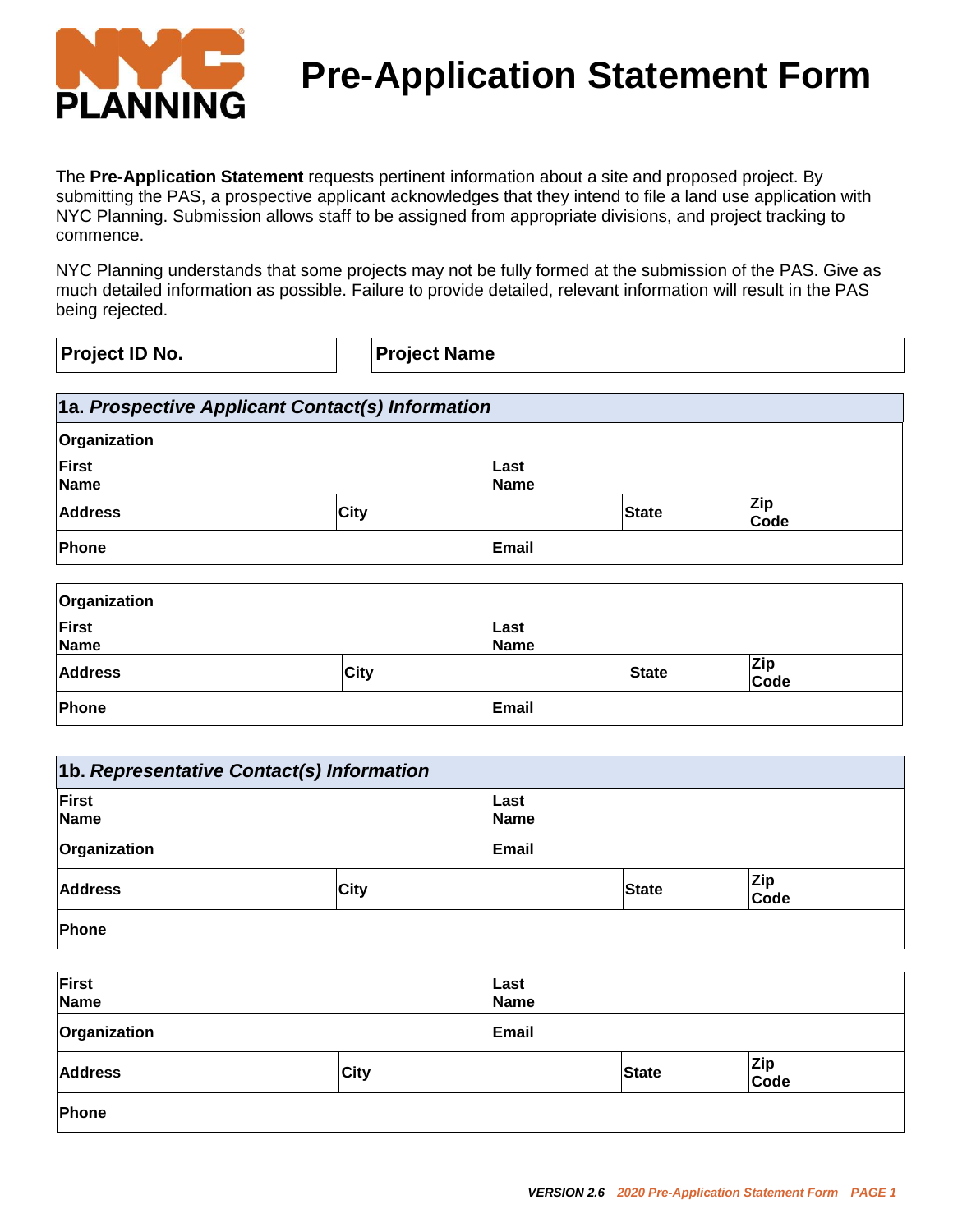NYC PLANNING

# Pre-Application Statement Form

The **Pre-Application Statement** requests pertinent information about a site and proposed project. By submitting the PAS, a prospective applicant acknowledges that they intend to file a land use application with NYC Planning. Submission allows staff to be assigned from appropriate divisions, and project tracking to commence.

NYC Planning understands that some projects may not be fully formed at the submission of the PAS. Give as much detailed information as possible. Failure to provide detailed, relevant information will result in the PAS being rejected.

| **Project ID No.** | **Project Name** |
|---|---|

## 1a. *Prospective Applicant Contact(s) Information*

| **Organization** | | | |
|---|---|---|---|
| **First Name** | | **Last Name** | |
| **Address** | **City** | **State** | **Zip Code** |
| **Phone** | | **Email** | |

| **Organization** | | | |
|---|---|---|---|
| **First Name** | | **Last Name** | |
| **Address** | **City** | **State** | **Zip Code** |
| **Phone** | | **Email** | |

## 1b. *Representative Contact(s) Information*

| **First Name** | | **Last Name** | |
|---|---|---|---|
| **Organization** | | **Email** | |
| **Address** | **City** | **State** | **Zip Code** |
| **Phone** | | | |

| **First Name** | | **Last Name** | |
|---|---|---|---|
| **Organization** | | **Email** | |
| **Address** | **City** | **State** | **Zip Code** |
| **Phone** | | | |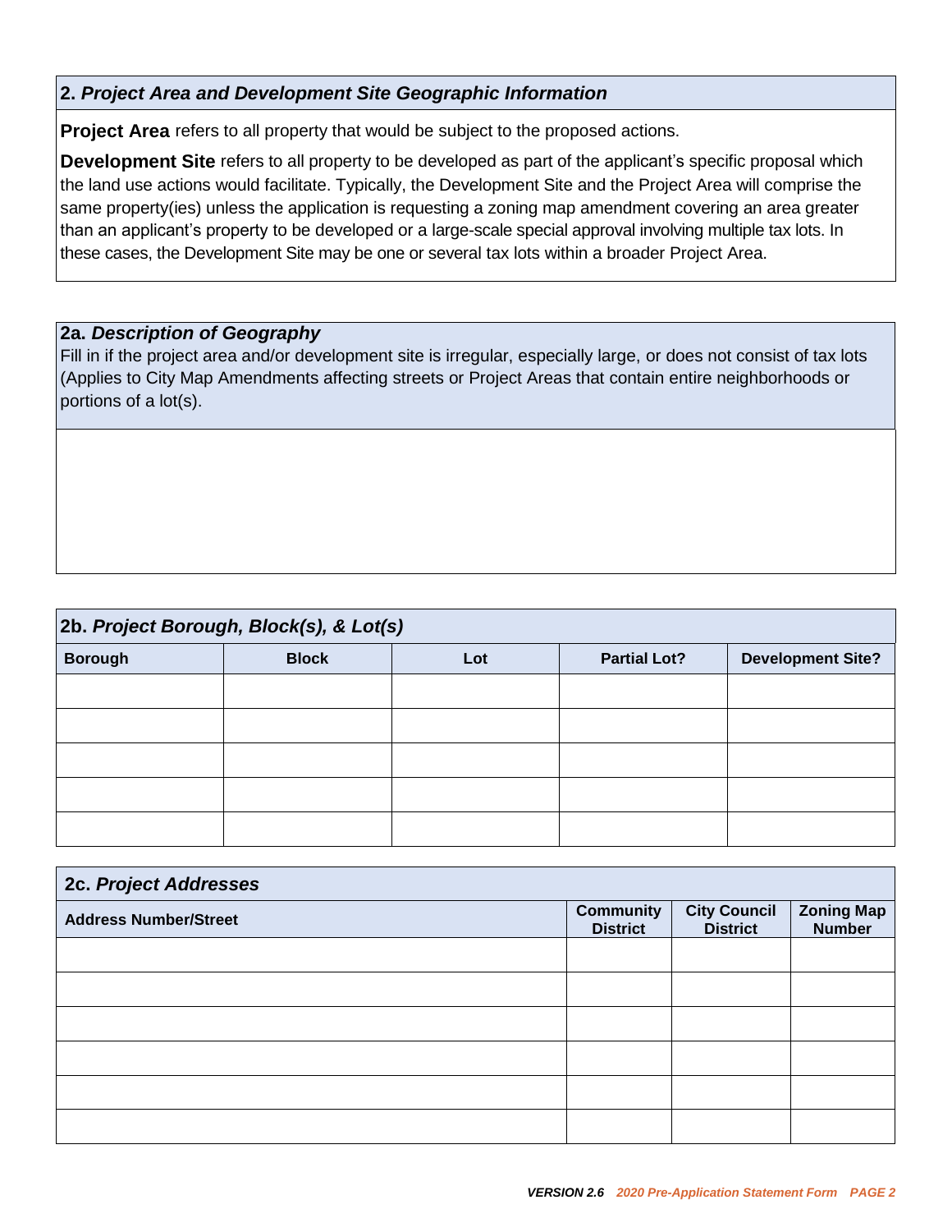## 2. *Project Area and Development Site Geographic Information*

**Project Area** refers to all property that would be subject to the proposed actions.

**Development Site** refers to all property to be developed as part of the applicant's specific proposal which the land use actions would facilitate. Typically, the Development Site and the Project Area will comprise the same property(ies) unless the application is requesting a zoning map amendment covering an area greater than an applicant's property to be developed or a large-scale special approval involving multiple tax lots. In these cases, the Development Site may be one or several tax lots within a broader Project Area.

### 2a. *Description of Geography*

Fill in if the project area and/or development site is irregular, especially large, or does not consist of tax lots (Applies to City Map Amendments affecting streets or Project Areas that contain entire neighborhoods or portions of a lot(s).

### 2b. *Project Borough, Block(s), & Lot(s)*

| Borough | Block | Lot | Partial Lot? | Development Site? |
|---|---|---|---|---|
| | | | | |
| | | | | |
| | | | | |
| | | | | |
| | | | | |

### 2c. *Project Addresses*

| Address Number/Street | Community District | City Council District | Zoning Map Number |
|---|---|---|---|
| | | | |
| | | | |
| | | | |
| | | | |
| | | | |
| | | | |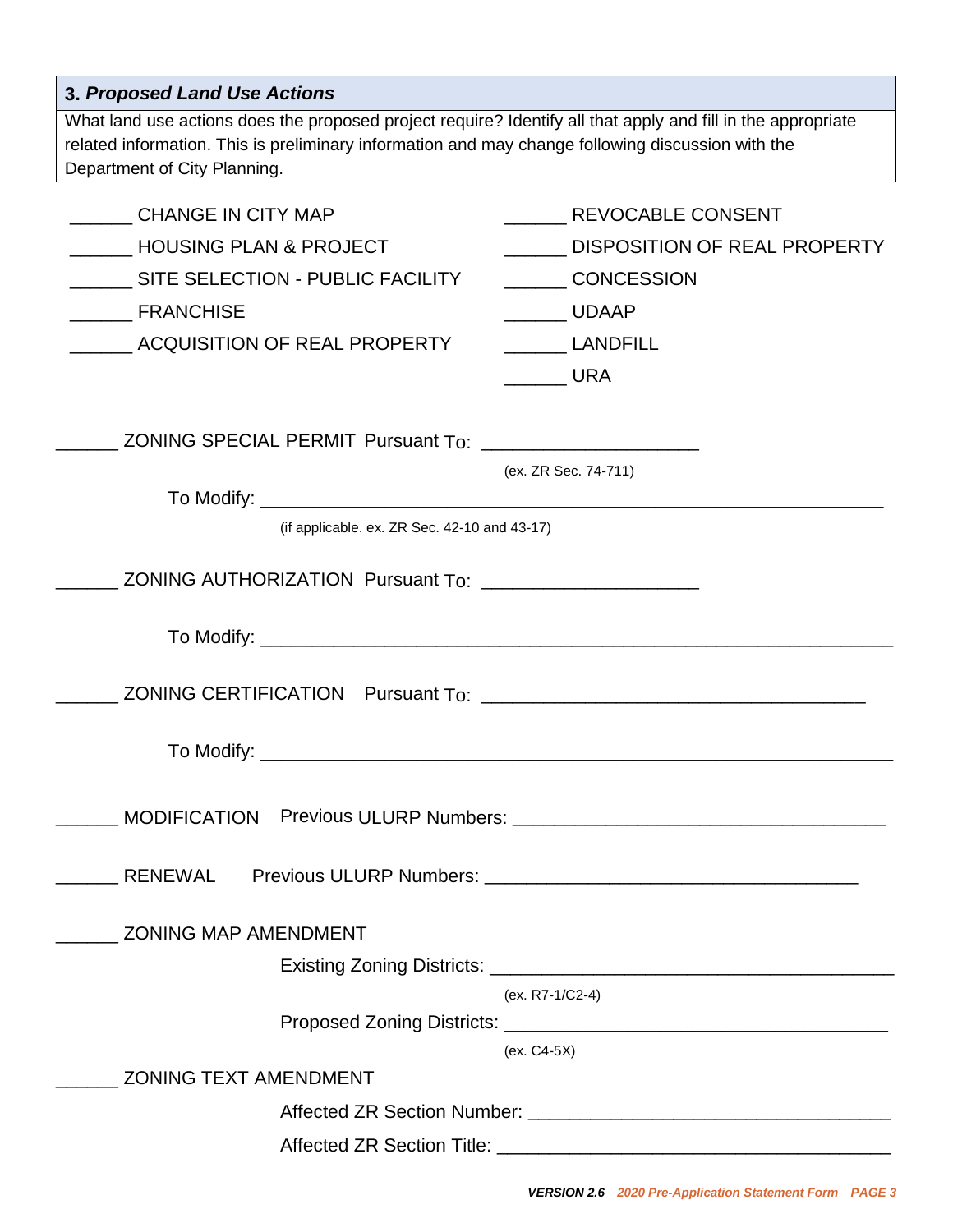## 3. *Proposed Land Use Actions*

What land use actions does the proposed project require? Identify all that apply and fill in the appropriate related information. This is preliminary information and may change following discussion with the Department of City Planning.

______ CHANGE IN CITY MAP

______ HOUSING PLAN & PROJECT

______ SITE SELECTION - PUBLIC FACILITY

______ FRANCHISE

______ ACQUISITION OF REAL PROPERTY

______ REVOCABLE CONSENT

______ DISPOSITION OF REAL PROPERTY

______ CONCESSION

______ UDAAP

______ LANDFILL

______ URA

______ ZONING SPECIAL PERMIT Pursuant To: ____________________

(ex. ZR Sec. 74-711)

To Modify: ____________________________________________________________

(if applicable. ex. ZR Sec. 42-10 and 43-17)

______ ZONING AUTHORIZATION Pursuant To: ____________________

To Modify: ____________________________________________________________

______ ZONING CERTIFICATION Pursuant To: ____________________________________

To Modify: ____________________________________________________________

______ MODIFICATION Previous ULURP Numbers: ___________________________________

______ RENEWAL Previous ULURP Numbers: ___________________________________

______ ZONING MAP AMENDMENT

Existing Zoning Districts: ____________________________________

(ex. R7-1/C2-4)

Proposed Zoning Districts: ____________________________________

(ex. C4-5X)

______ ZONING TEXT AMENDMENT

Affected ZR Section Number: ____________________________________

Affected ZR Section Title: ____________________________________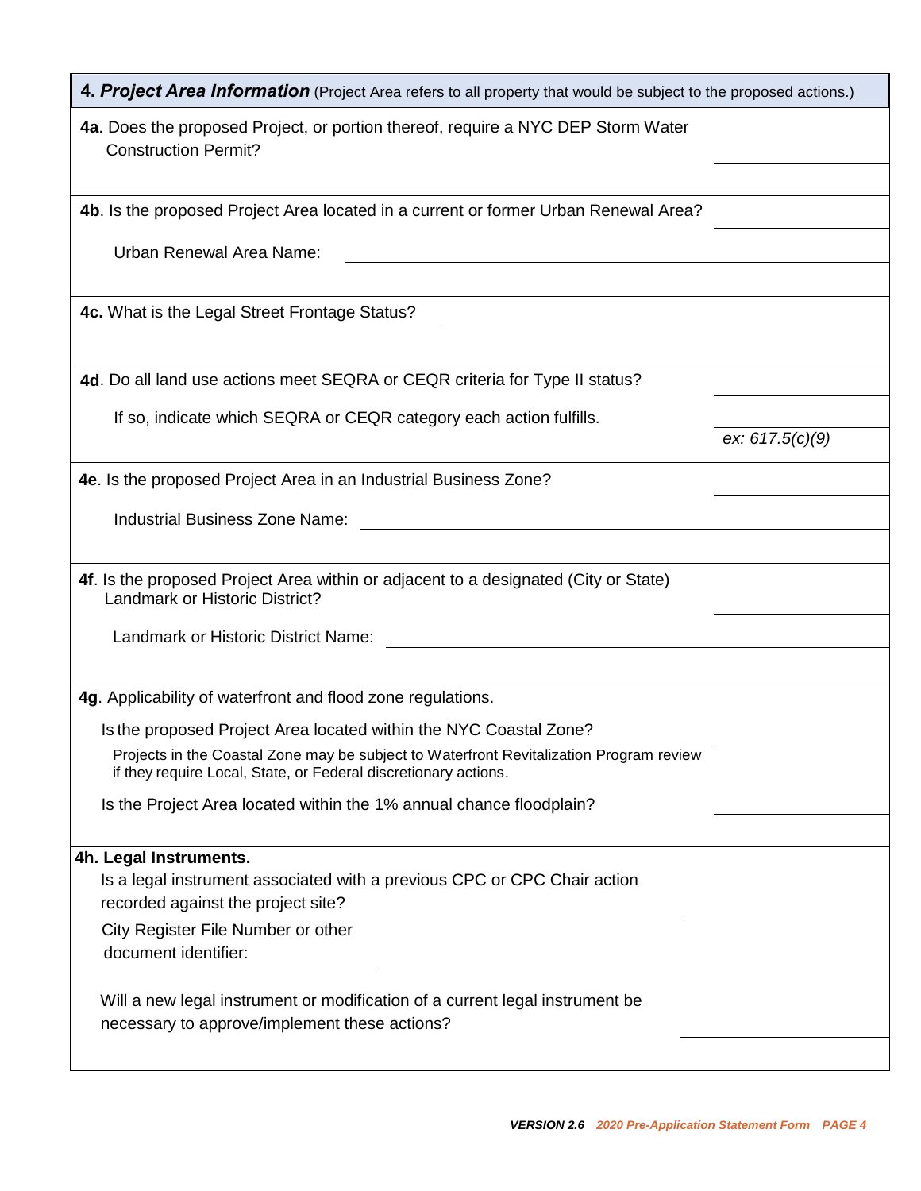## 4. *Project Area Information* (Project Area refers to all property that would be subject to the proposed actions.)

**4a**. Does the proposed Project, or portion thereof, require a NYC DEP Storm Water Construction Permit? ____________

**4b**. Is the proposed Project Area located in a current or former Urban Renewal Area? ____________

Urban Renewal Area Name: ____________

**4c.** What is the Legal Street Frontage Status? ____________

**4d**. Do all land use actions meet SEQRA or CEQR criteria for Type II status? ____________

If so, indicate which SEQRA or CEQR category each action fulfills. ____________ *ex: 617.5(c)(9)*

**4e**. Is the proposed Project Area in an Industrial Business Zone? ____________

Industrial Business Zone Name: ____________

**4f**. Is the proposed Project Area within or adjacent to a designated (City or State) Landmark or Historic District? ____________

Landmark or Historic District Name: ____________

**4g**. Applicability of waterfront and flood zone regulations.

Is the proposed Project Area located within the NYC Coastal Zone? ____________

Projects in the Coastal Zone may be subject to Waterfront Revitalization Program review if they require Local, State, or Federal discretionary actions.

Is the Project Area located within the 1% annual chance floodplain? ____________

**4h. Legal Instruments.**

Is a legal instrument associated with a previous CPC or CPC Chair action recorded against the project site? ____________

City Register File Number or other document identifier: ____________

Will a new legal instrument or modification of a current legal instrument be necessary to approve/implement these actions? ____________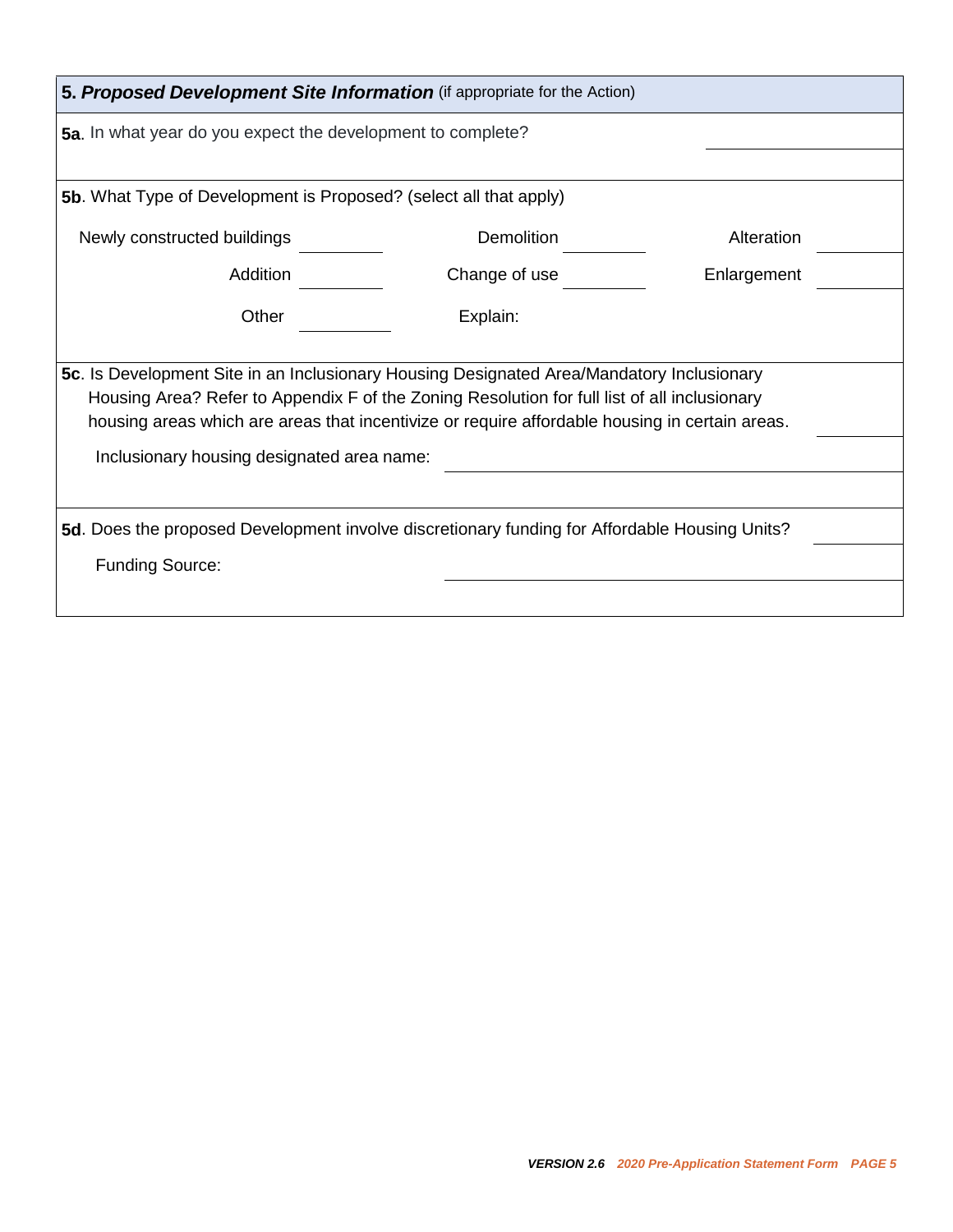## 5. ***Proposed Development Site Information*** (if appropriate for the Action)

**5a**. In what year do you expect the development to complete? ____________

**5b**. What Type of Development is Proposed? (select all that apply)

| | | | | | |
|---|---|---|---|---|---|
| Newly constructed buildings | ______ | Demolition | ______ | Alteration | ______ |
| Addition | ______ | Change of use | ______ | Enlargement | ______ |
| Other | ______ | Explain: | | | |

**5c**. Is Development Site in an Inclusionary Housing Designated Area/Mandatory Inclusionary Housing Area? Refer to Appendix F of the Zoning Resolution for full list of all inclusionary housing areas which are areas that incentivize or require affordable housing in certain areas. ____________

Inclusionary housing designated area name: ____________________________

**5d**. Does the proposed Development involve discretionary funding for Affordable Housing Units? ____________

Funding Source: ____________________________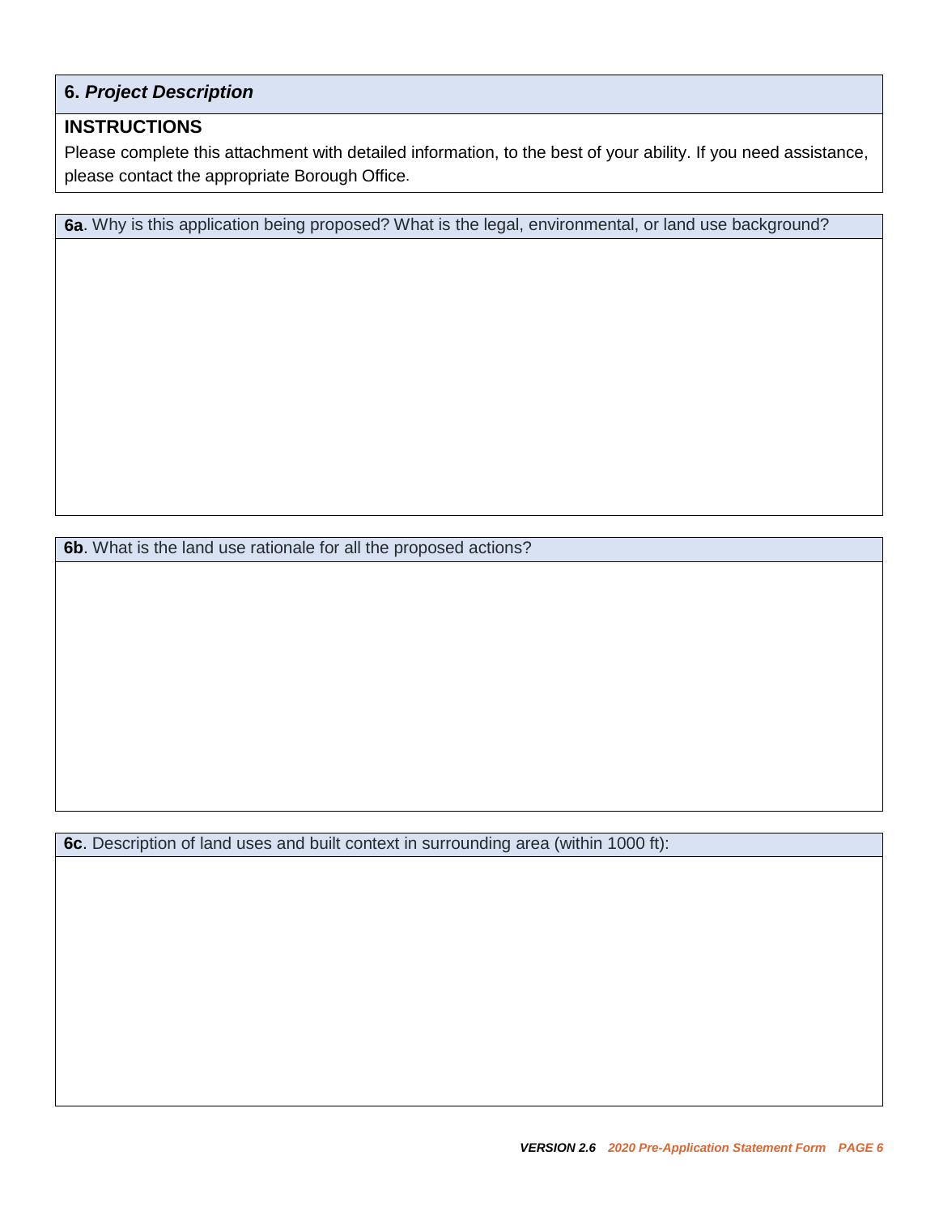## 6. *Project Description*

**INSTRUCTIONS**

Please complete this attachment with detailed information, to the best of your ability. If you need assistance, please contact the appropriate Borough Office.

**6a**. Why is this application being proposed? What is the legal, environmental, or land use background?

**6b**. What is the land use rationale for all the proposed actions?

**6c**. Description of land uses and built context in surrounding area (within 1000 ft):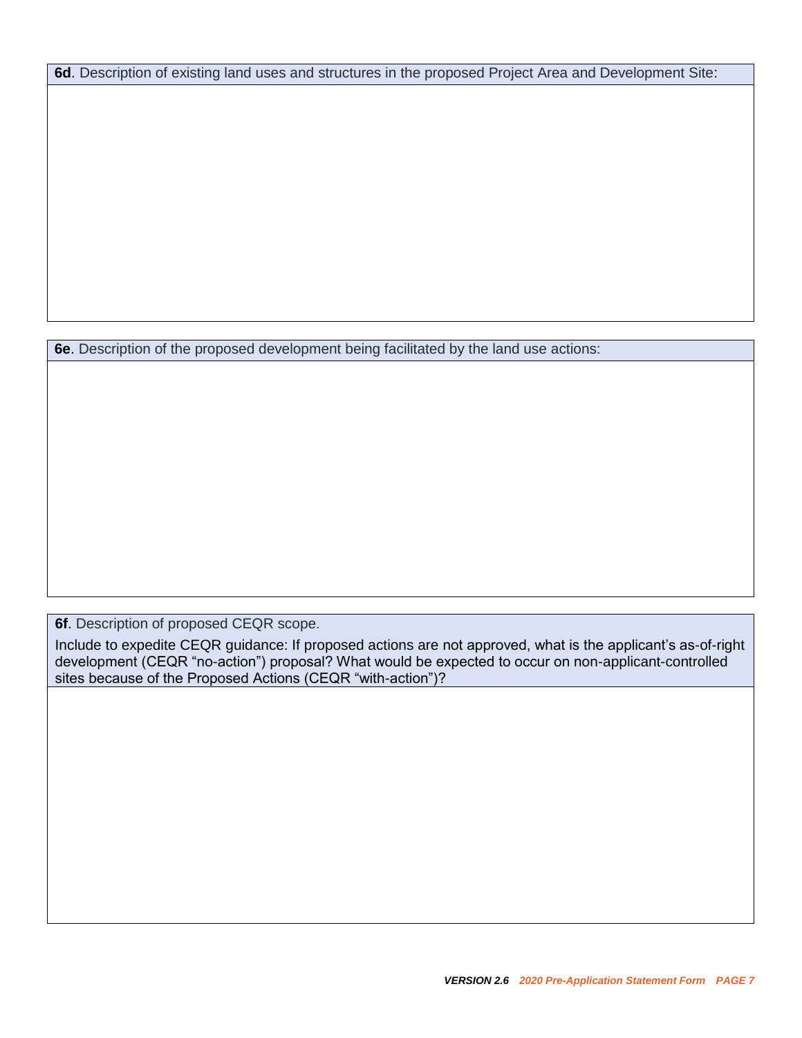**6d**. Description of existing land uses and structures in the proposed Project Area and Development Site:

**6e**. Description of the proposed development being facilitated by the land use actions:

**6f**. Description of proposed CEQR scope.

Include to expedite CEQR guidance: If proposed actions are not approved, what is the applicant's as-of-right development (CEQR "no-action") proposal? What would be expected to occur on non-applicant-controlled sites because of the Proposed Actions (CEQR "with-action")?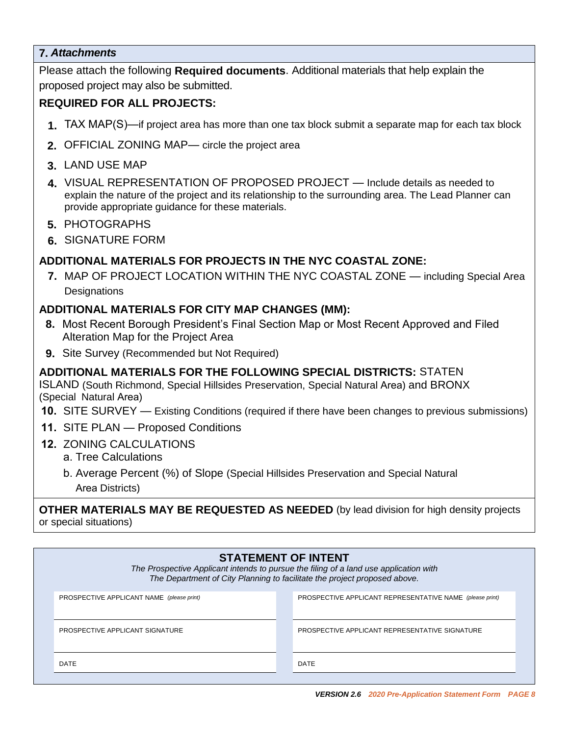## 7. *Attachments*

Please attach the following **Required documents**. Additional materials that help explain the proposed project may also be submitted.

### REQUIRED FOR ALL PROJECTS:

1. TAX MAP(S)—if project area has more than one tax block submit a separate map for each tax block
2. OFFICIAL ZONING MAP— circle the project area
3. LAND USE MAP
4. VISUAL REPRESENTATION OF PROPOSED PROJECT — Include details as needed to explain the nature of the project and its relationship to the surrounding area. The Lead Planner can provide appropriate guidance for these materials.
5. PHOTOGRAPHS
6. SIGNATURE FORM

### ADDITIONAL MATERIALS FOR PROJECTS IN THE NYC COASTAL ZONE:

7. MAP OF PROJECT LOCATION WITHIN THE NYC COASTAL ZONE — including Special Area Designations

### ADDITIONAL MATERIALS FOR CITY MAP CHANGES (MM):

8. Most Recent Borough President's Final Section Map or Most Recent Approved and Filed Alteration Map for the Project Area
9. Site Survey (Recommended but Not Required)

### ADDITIONAL MATERIALS FOR THE FOLLOWING SPECIAL DISTRICTS: STATEN ISLAND (South Richmond, Special Hillsides Preservation, Special Natural Area) and BRONX (Special Natural Area)

10. SITE SURVEY — Existing Conditions (required if there have been changes to previous submissions)
11. SITE PLAN — Proposed Conditions
12. ZONING CALCULATIONS
    a. Tree Calculations
    b. Average Percent (%) of Slope (Special Hillsides Preservation and Special Natural Area Districts)

**OTHER MATERIALS MAY BE REQUESTED AS NEEDED** (by lead division for high density projects or special situations)

## STATEMENT OF INTENT

*The Prospective Applicant intends to pursue the filing of a land use application with The Department of City Planning to facilitate the project proposed above.*

| | |
|---|---|
| PROSPECTIVE APPLICANT NAME *(please print)* | PROSPECTIVE APPLICANT REPRESENTATIVE NAME *(please print)* |
| PROSPECTIVE APPLICANT SIGNATURE | PROSPECTIVE APPLICANT REPRESENTATIVE SIGNATURE |
| DATE | DATE |